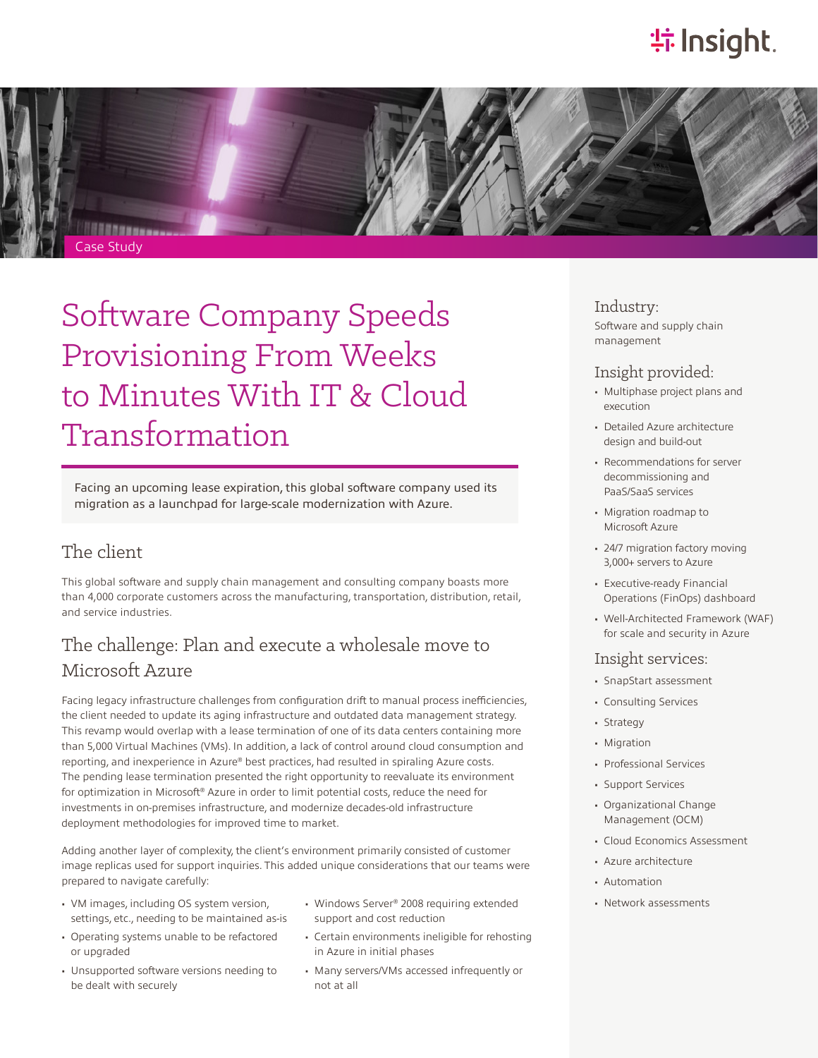Case Study

# Software Company Speeds Provisioning From Weeks to Minutes With IT & Cloud Transformation

Facing an upcoming lease expiration, this global software company used its migration as a launchpad for large-scale modernization with Azure.

## The client

This global software and supply chain management and consulting company boasts more than 4,000 corporate customers across the manufacturing, transportation, distribution, retail, and service industries.

## The challenge: Plan and execute a wholesale move to Microsoft Azure

Facing legacy infrastructure challenges from configuration drift to manual process inefficiencies, the client needed to update its aging infrastructure and outdated data management strategy. This revamp would overlap with a lease termination of one of its data centers containing more than 5,000 Virtual Machines (VMs). In addition, a lack of control around cloud consumption and reporting, and inexperience in Azure® best practices, had resulted in spiraling Azure costs. The pending lease termination presented the right opportunity to reevaluate its environment for optimization in Microsoft® Azure in order to limit potential costs, reduce the need for investments in on-premises infrastructure, and modernize decades-old infrastructure deployment methodologies for improved time to market.

Adding another layer of complexity, the client's environment primarily consisted of customer image replicas used for support inquiries. This added unique considerations that our teams were prepared to navigate carefully:

- VM images, including OS system version, settings, etc., needing to be maintained as-is
- Operating systems unable to be refactored or upgraded
- Unsupported software versions needing to be dealt with securely
- Windows Server® 2008 requiring extended support and cost reduction
- Certain environments ineligible for rehosting in Azure in initial phases
- Many servers/VMs accessed infrequently or not at all

### Industry:

Software and supply chain management

### Insight provided:

- Multiphase project plans and execution
- Detailed Azure architecture design and build-out
- Recommendations for server decommissioning and PaaS/SaaS services
- Migration roadmap to Microsoft Azure
- 24/7 migration factory moving 3,000+ servers to Azure
- Executive-ready Financial Operations (FinOps) dashboard
- Well-Architected Framework (WAF) for scale and security in Azure

### Insight services:

- SnapStart assessment
- Consulting Services
- Strategy
- Migration
- Professional Services
- Support Services
- Organizational Change Management (OCM)
- Cloud Economics Assessment
- Azure architecture
- Automation
- Network assessments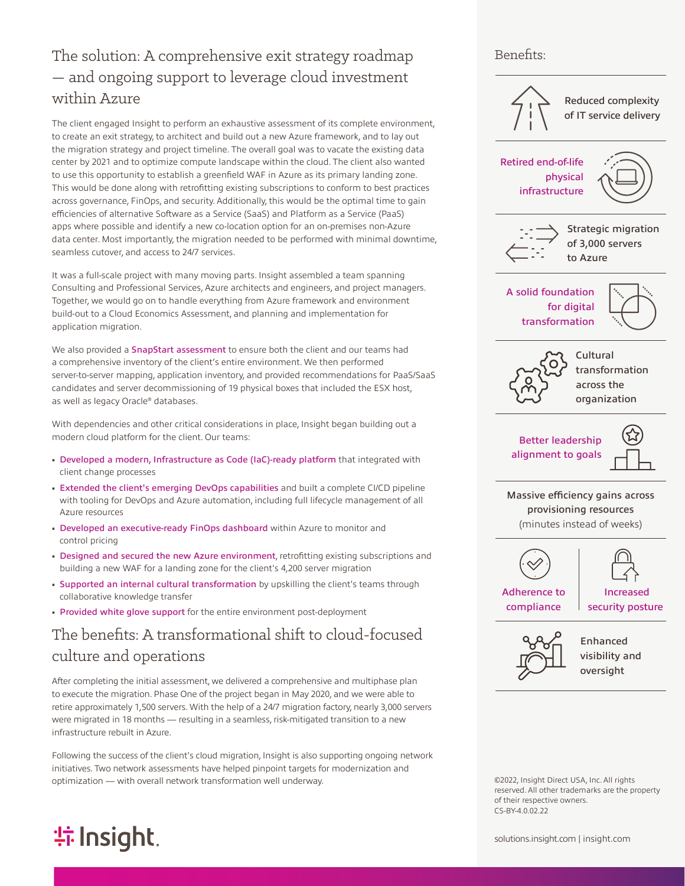## The solution: A comprehensive exit strategy roadmap — and ongoing support to leverage cloud investment within Azure

The client engaged Insight to perform an exhaustive assessment of its complete environment, to create an exit strategy, to architect and build out a new Azure framework, and to lay out the migration strategy and project timeline. The overall goal was to vacate the existing data center by 2021 and to optimize compute landscape within the cloud. The client also wanted to use this opportunity to establish a greenfield WAF in Azure as its primary landing zone. This would be done along with retrofitting existing subscriptions to conform to best practices across governance, FinOps, and security. Additionally, this would be the optimal time to gain efficiencies of alternative Software as a Service (SaaS) and Platform as a Service (PaaS) apps where possible and identify a new co-location option for an on-premises non-Azure data center. Most importantly, the migration needed to be performed with minimal downtime, seamless cutover, and access to 24/7 services.

It was a full-scale project with many moving parts. Insight assembled a team spanning Consulting and Professional Services, Azure architects and engineers, and project managers. Together, we would go on to handle everything from Azure framework and environment build-out to a Cloud Economics Assessment, and planning and implementation for application migration.

We also provided a SnapStart assessment to ensure both the client and our teams had a comprehensive inventory of the client's entire environment. We then performed server-to-server mapping, application inventory, and provided recommendations for PaaS/SaaS candidates and server decommissioning of 19 physical boxes that included the ESX host, as well as legacy Oracle® databases.

With dependencies and other critical considerations in place, Insight began building out a modern cloud platform for the client. Our teams:

- Developed a modern, Infrastructure as Code (IaC)-ready platform that integrated with client change processes
- Extended the client's emerging DevOps capabilities and built a complete CI/CD pipeline with tooling for DevOps and Azure automation, including full lifecycle management of all Azure resources
- Developed an executive-ready FinOps dashboard within Azure to monitor and control pricing
- Designed and secured the new Azure environment, retrofitting existing subscriptions and building a new WAF for a landing zone for the client's 4,200 server migration
- Supported an internal cultural transformation by upskilling the client's teams through collaborative knowledge transfer
- Provided white glove support for the entire environment post-deployment

## The benefits: A transformational shift to cloud-focused culture and operations

After completing the initial assessment, we delivered a comprehensive and multiphase plan to execute the migration. Phase One of the project began in May 2020, and we were able to retire approximately 1,500 servers. With the help of a 24/7 migration factory, nearly 3,000 servers were migrated in 18 months — resulting in a seamless, risk-mitigated transition to a new infrastructure rebuilt in Azure.

Following the success of the client's cloud migration, Insight is also supporting ongoing network initiatives. Two network assessments have helped pinpoint targets for modernization and optimization — with overall network transformation well underway.

### Benefits:

- Reduced complexity of IT service delivery
- Retired end-of-life physical infrastructure
- Strategic migration of 3,000 servers to Azure
- A solid foundation for digital transformation
- Cultural transformation across the organization
- Better leadership alignment to goals
- Massive efficiency gains across provisioning resources (minutes instead of weeks)
- Adherence to compliance
- Increased security posture
- Enhanced visibility and oversight

©2022, Insight Direct USA, Inc. All rights reserved. All other trademarks are the property of their respective owners.
CS-BY-4.0.02.22

Insight.

solutions.insight.com | insight.com